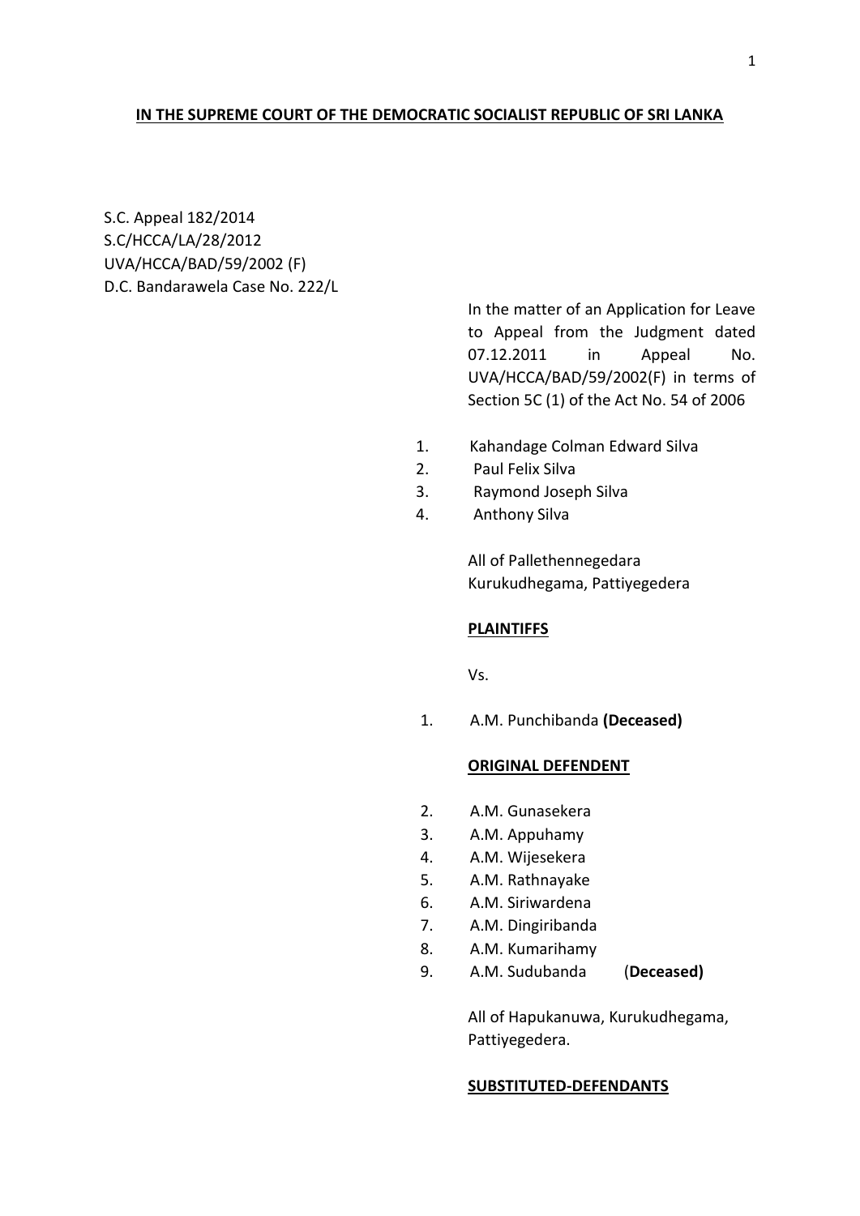**IN THE SUPREME COURT OF THE DEMOCRATIC SOCIALIST REPUBLIC OF SRI LANKA**

S.C. Appeal 182/2014
S.C/HCCA/LA/28/2012
UVA/HCCA/BAD/59/2002 (F)
D.C. Bandarawela Case No. 222/L

In the matter of an Application for Leave to Appeal from the Judgment dated 07.12.2011 in Appeal No. UVA/HCCA/BAD/59/2002(F) in terms of Section 5C (1) of the Act No. 54 of 2006

1. Kahandage Colman Edward Silva
2. Paul Felix Silva
3. Raymond Joseph Silva
4. Anthony Silva

All of Pallethennegedara
Kurukudhegama, Pattiyegedera

**PLAINTIFFS**

Vs.

1. A.M. Punchibanda **(Deceased)**

**ORIGINAL DEFENDENT**

2. A.M. Gunasekera
3. A.M. Appuhamy
4. A.M. Wijesekera
5. A.M. Rathnayake
6. A.M. Siriwardena
7. A.M. Dingiribanda
8. A.M. Kumarihamy
9. A.M. Sudubanda (**Deceased)**

All of Hapukanuwa, Kurukudhegama, Pattiyegedera.

**SUBSTITUTED-DEFENDANTS**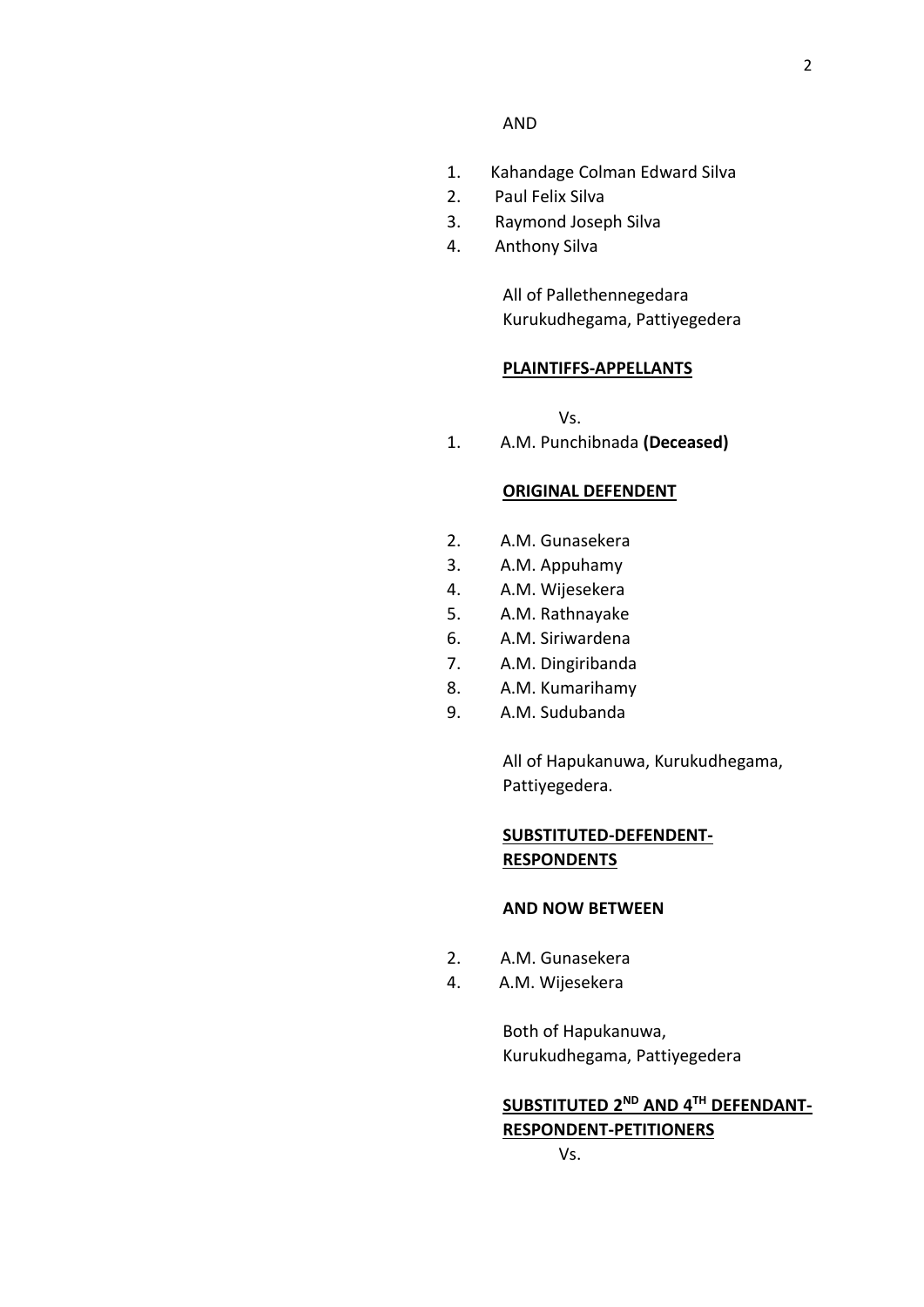AND

1. Kahandage Colman Edward Silva
2. Paul Felix Silva
3. Raymond Joseph Silva
4. Anthony Silva

All of Pallethennegedara
Kurukudhegama, Pattiyegedera

**PLAINTIFFS-APPELLANTS**

Vs.

1. A.M. Punchibnada **(Deceased)**

**ORIGINAL DEFENDENT**

2. A.M. Gunasekera
3. A.M. Appuhamy
4. A.M. Wijesekera
5. A.M. Rathnayake
6. A.M. Siriwardena
7. A.M. Dingiribanda
8. A.M. Kumarihamy
9. A.M. Sudubanda

All of Hapukanuwa, Kurukudhegama, Pattiyegedera.

**SUBSTITUTED-DEFENDENT-RESPONDENTS**

**AND NOW BETWEEN**

2. A.M. Gunasekera
4. A.M. Wijesekera

Both of Hapukanuwa,
Kurukudhegama, Pattiyegedera

**SUBSTITUTED 2ND AND 4TH DEFENDANT-RESPONDENT-PETITIONERS**

Vs.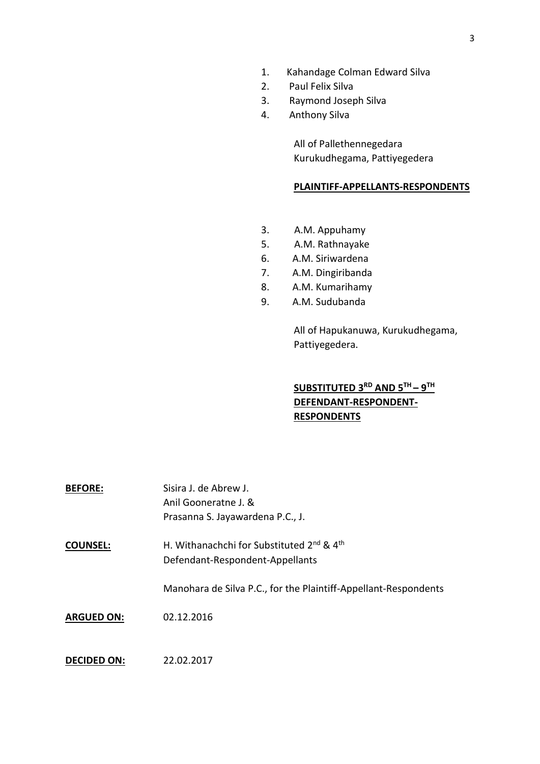1. Kahandage Colman Edward Silva
2. Paul Felix Silva
3. Raymond Joseph Silva
4. Anthony Silva

All of Pallethennegedara
Kurukudhegama, Pattiyegedera

**PLAINTIFF-APPELLANTS-RESPONDENTS**

3. A.M. Appuhamy
5. A.M. Rathnayake
6. A.M. Siriwardena
7. A.M. Dingiribanda
8. A.M. Kumarihamy
9. A.M. Sudubanda

All of Hapukanuwa, Kurukudhegama,
Pattiyegedera.

**SUBSTITUTED 3RD AND 5TH – 9TH DEFENDANT-RESPONDENT-RESPONDENTS**

**BEFORE:** Sisira J. de Abrew J.
Anil Gooneratne J. &
Prasanna S. Jayawardena P.C., J.

**COUNSEL:** H. Withanachchi for Substituted 2nd & 4th Defendant-Respondent-Appellants

Manohara de Silva P.C., for the Plaintiff-Appellant-Respondents

**ARGUED ON:** 02.12.2016

**DECIDED ON:** 22.02.2017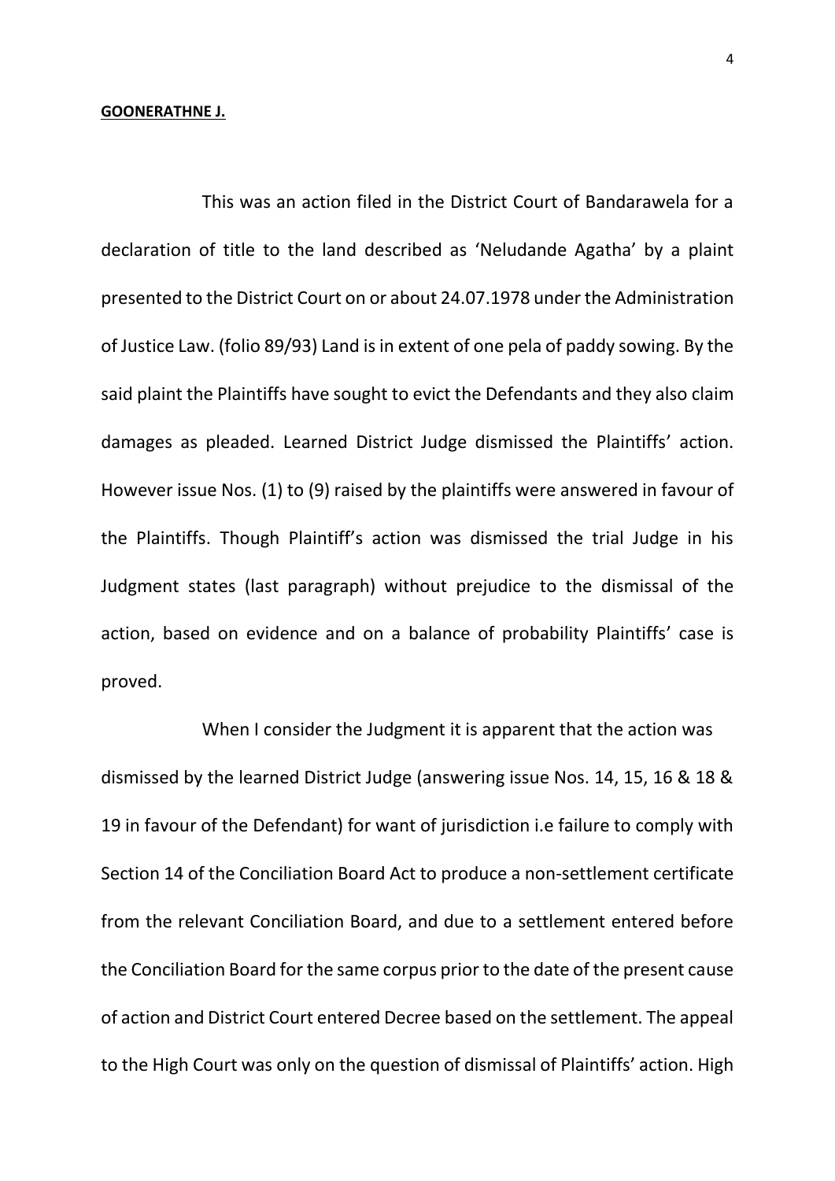**GOONERATHNE J.**

This was an action filed in the District Court of Bandarawela for a declaration of title to the land described as 'Neludande Agatha' by a plaint presented to the District Court on or about 24.07.1978 under the Administration of Justice Law. (folio 89/93) Land is in extent of one pela of paddy sowing. By the said plaint the Plaintiffs have sought to evict the Defendants and they also claim damages as pleaded. Learned District Judge dismissed the Plaintiffs' action. However issue Nos. (1) to (9) raised by the plaintiffs were answered in favour of the Plaintiffs. Though Plaintiff's action was dismissed the trial Judge in his Judgment states (last paragraph) without prejudice to the dismissal of the action, based on evidence and on a balance of probability Plaintiffs' case is proved.

When I consider the Judgment it is apparent that the action was dismissed by the learned District Judge (answering issue Nos. 14, 15, 16 & 18 & 19 in favour of the Defendant) for want of jurisdiction i.e failure to comply with Section 14 of the Conciliation Board Act to produce a non-settlement certificate from the relevant Conciliation Board, and due to a settlement entered before the Conciliation Board for the same corpus prior to the date of the present cause of action and District Court entered Decree based on the settlement. The appeal to the High Court was only on the question of dismissal of Plaintiffs' action. High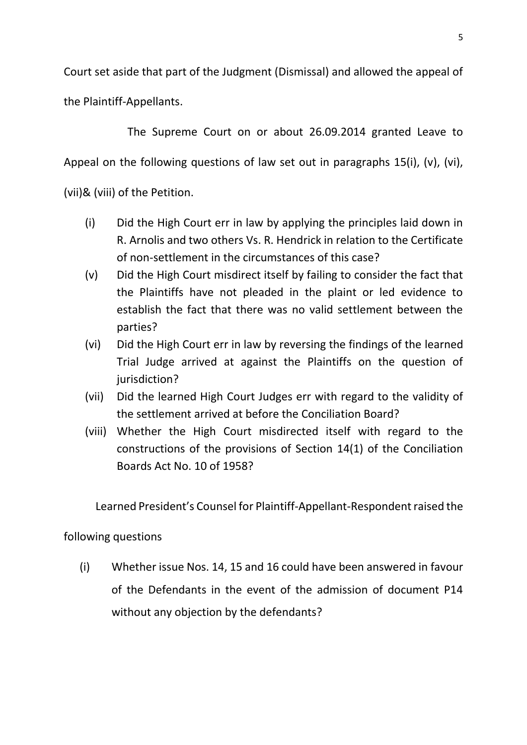Court set aside that part of the Judgment (Dismissal) and allowed the appeal of the Plaintiff-Appellants.

The Supreme Court on or about 26.09.2014 granted Leave to Appeal on the following questions of law set out in paragraphs 15(i), (v), (vi), (vii)& (viii) of the Petition.

(i) Did the High Court err in law by applying the principles laid down in R. Arnolis and two others Vs. R. Hendrick in relation to the Certificate of non-settlement in the circumstances of this case?

(v) Did the High Court misdirect itself by failing to consider the fact that the Plaintiffs have not pleaded in the plaint or led evidence to establish the fact that there was no valid settlement between the parties?

(vi) Did the High Court err in law by reversing the findings of the learned Trial Judge arrived at against the Plaintiffs on the question of jurisdiction?

(vii) Did the learned High Court Judges err with regard to the validity of the settlement arrived at before the Conciliation Board?

(viii) Whether the High Court misdirected itself with regard to the constructions of the provisions of Section 14(1) of the Conciliation Boards Act No. 10 of 1958?

Learned President's Counsel for Plaintiff-Appellant-Respondent raised the following questions

(i) Whether issue Nos. 14, 15 and 16 could have been answered in favour of the Defendants in the event of the admission of document P14 without any objection by the defendants?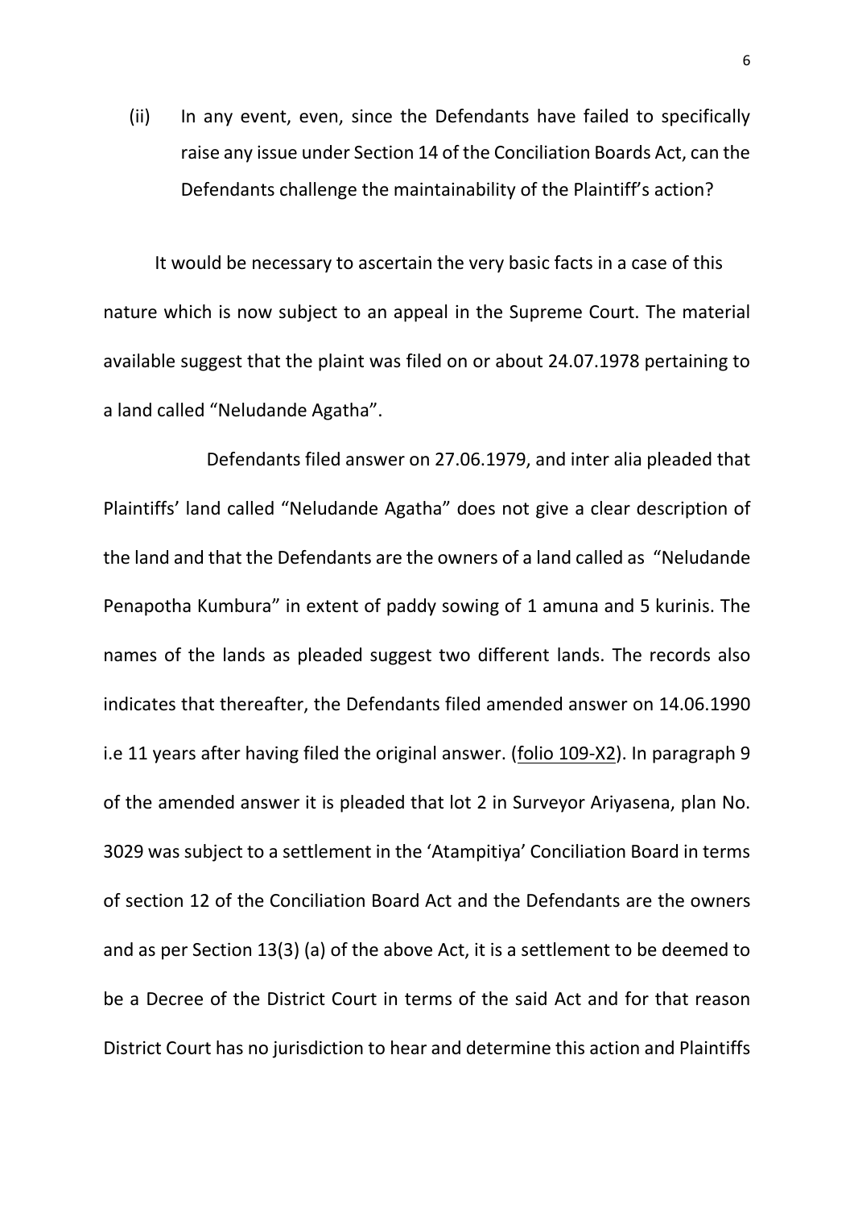(ii) In any event, even, since the Defendants have failed to specifically raise any issue under Section 14 of the Conciliation Boards Act, can the Defendants challenge the maintainability of the Plaintiff's action?

It would be necessary to ascertain the very basic facts in a case of this nature which is now subject to an appeal in the Supreme Court. The material available suggest that the plaint was filed on or about 24.07.1978 pertaining to a land called "Neludande Agatha".

Defendants filed answer on 27.06.1979, and inter alia pleaded that Plaintiffs' land called "Neludande Agatha" does not give a clear description of the land and that the Defendants are the owners of a land called as "Neludande Penapotha Kumbura" in extent of paddy sowing of 1 amuna and 5 kurinis. The names of the lands as pleaded suggest two different lands. The records also indicates that thereafter, the Defendants filed amended answer on 14.06.1990 i.e 11 years after having filed the original answer. (folio 109-X2). In paragraph 9 of the amended answer it is pleaded that lot 2 in Surveyor Ariyasena, plan No. 3029 was subject to a settlement in the 'Atampitiya' Conciliation Board in terms of section 12 of the Conciliation Board Act and the Defendants are the owners and as per Section 13(3) (a) of the above Act, it is a settlement to be deemed to be a Decree of the District Court in terms of the said Act and for that reason District Court has no jurisdiction to hear and determine this action and Plaintiffs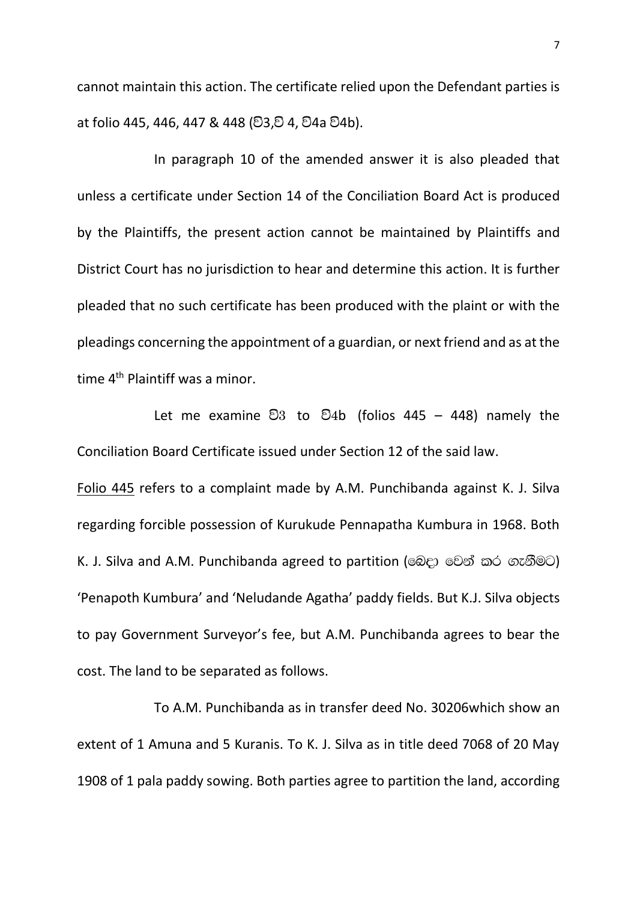cannot maintain this action. The certificate relied upon the Defendant parties is at folio 445, 446, 447 & 448 (වි3,වි 4, වි4a වි4b).

In paragraph 10 of the amended answer it is also pleaded that unless a certificate under Section 14 of the Conciliation Board Act is produced by the Plaintiffs, the present action cannot be maintained by Plaintiffs and District Court has no jurisdiction to hear and determine this action. It is further pleaded that no such certificate has been produced with the plaint or with the pleadings concerning the appointment of a guardian, or next friend and as at the time 4th Plaintiff was a minor.

Let me examine වි3 to වි4b (folios 445 – 448) namely the Conciliation Board Certificate issued under Section 12 of the said law.

Folio 445 refers to a complaint made by A.M. Punchibanda against K. J. Silva regarding forcible possession of Kurukude Pennapatha Kumbura in 1968. Both K. J. Silva and A.M. Punchibanda agreed to partition (බෙදා වෙන් කර ගැනීමට) 'Penapoth Kumbura' and 'Neludande Agatha' paddy fields. But K.J. Silva objects to pay Government Surveyor's fee, but A.M. Punchibanda agrees to bear the cost. The land to be separated as follows.

To A.M. Punchibanda as in transfer deed No. 30206which show an extent of 1 Amuna and 5 Kuranis. To K. J. Silva as in title deed 7068 of 20 May 1908 of 1 pala paddy sowing. Both parties agree to partition the land, according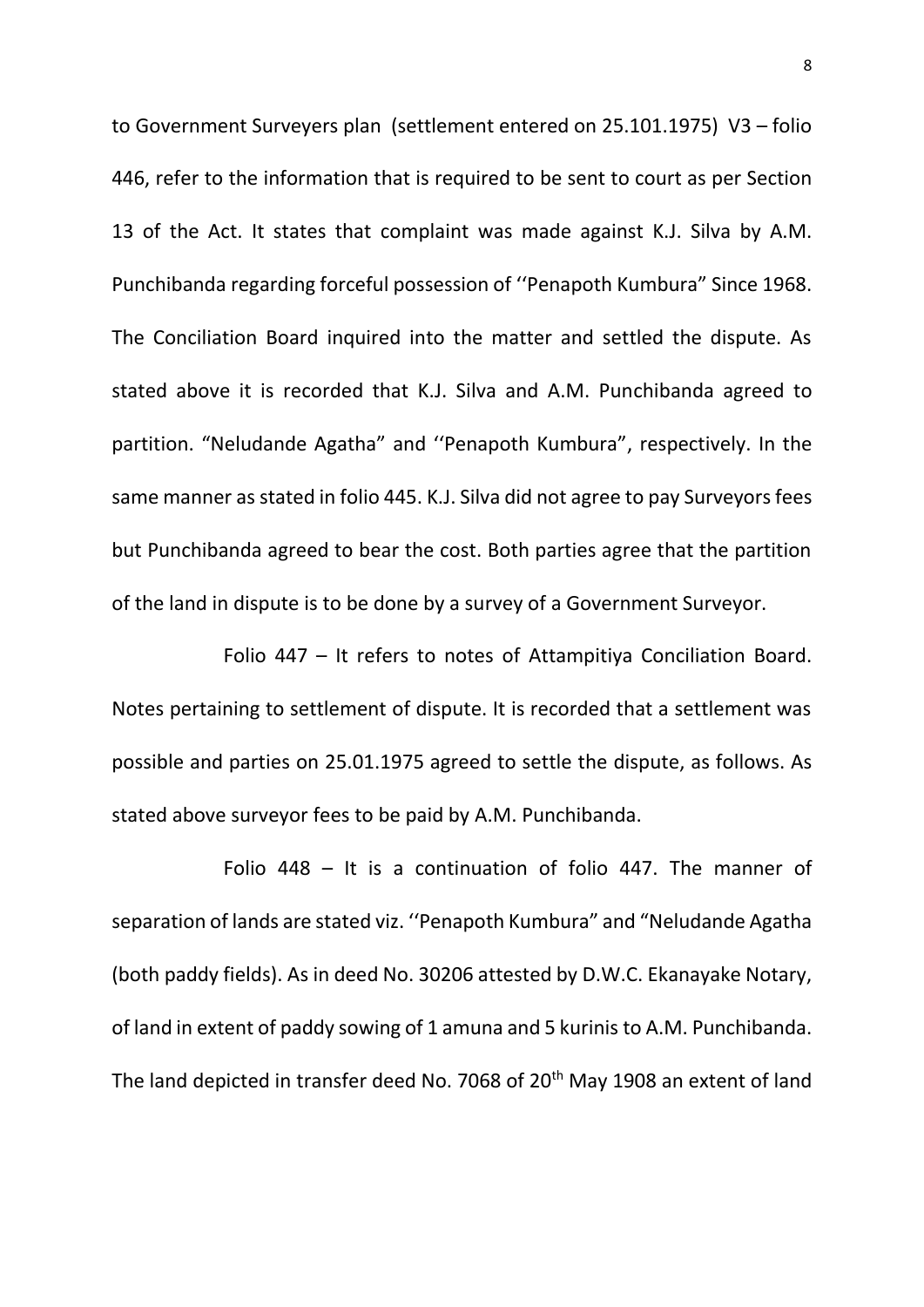to Government Surveyers plan (settlement entered on 25.101.1975) V3 – folio 446, refer to the information that is required to be sent to court as per Section 13 of the Act. It states that complaint was made against K.J. Silva by A.M. Punchibanda regarding forceful possession of ''Penapoth Kumbura" Since 1968. The Conciliation Board inquired into the matter and settled the dispute. As stated above it is recorded that K.J. Silva and A.M. Punchibanda agreed to partition. "Neludande Agatha" and ''Penapoth Kumbura", respectively. In the same manner as stated in folio 445. K.J. Silva did not agree to pay Surveyors fees but Punchibanda agreed to bear the cost. Both parties agree that the partition of the land in dispute is to be done by a survey of a Government Surveyor.

Folio 447 – It refers to notes of Attampitiya Conciliation Board. Notes pertaining to settlement of dispute. It is recorded that a settlement was possible and parties on 25.01.1975 agreed to settle the dispute, as follows. As stated above surveyor fees to be paid by A.M. Punchibanda.

Folio 448 – It is a continuation of folio 447. The manner of separation of lands are stated viz. ''Penapoth Kumbura" and "Neludande Agatha (both paddy fields). As in deed No. 30206 attested by D.W.C. Ekanayake Notary, of land in extent of paddy sowing of 1 amuna and 5 kurinis to A.M. Punchibanda. The land depicted in transfer deed No. 7068 of 20th May 1908 an extent of land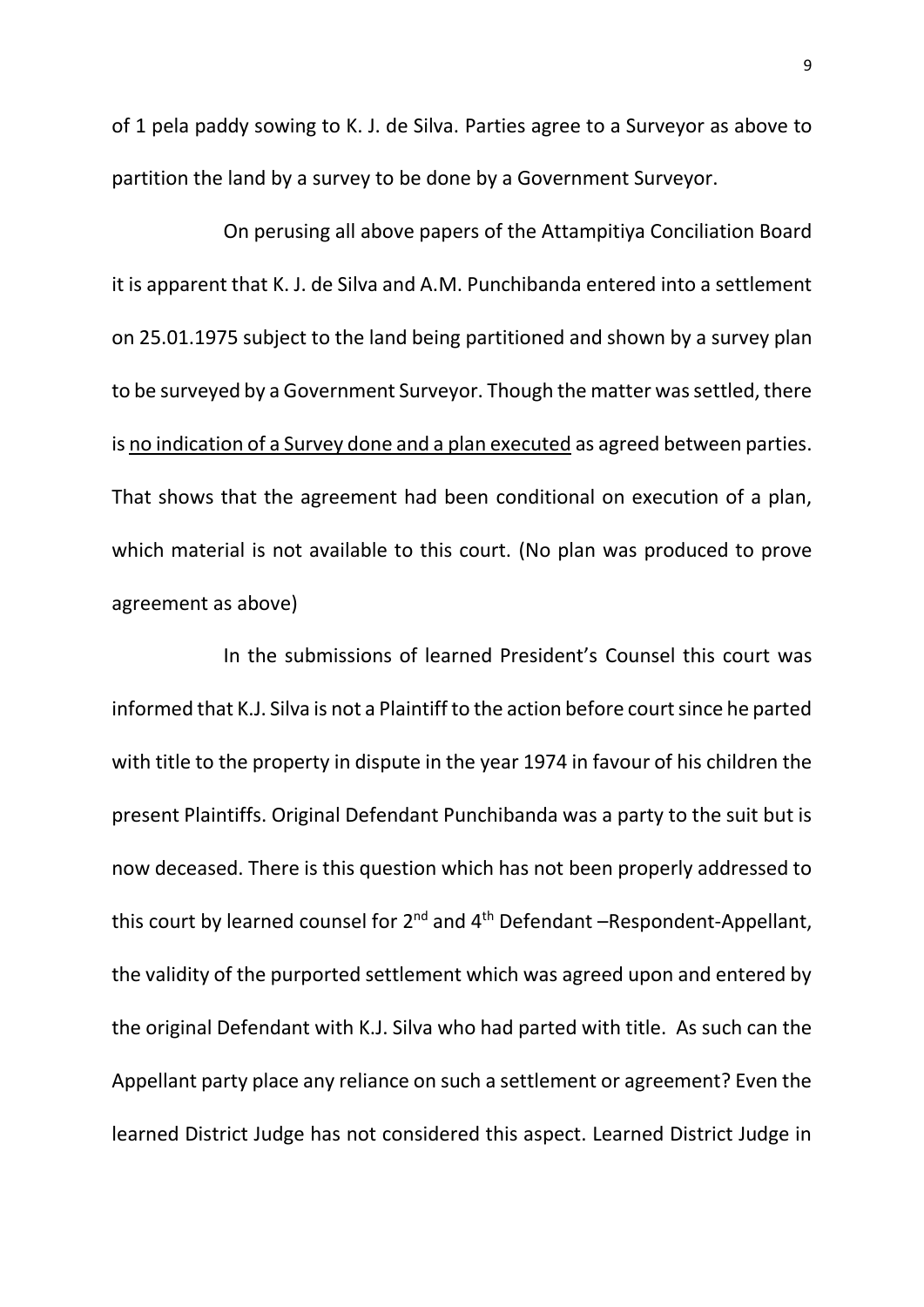of 1 pela paddy sowing to K. J. de Silva. Parties agree to a Surveyor as above to partition the land by a survey to be done by a Government Surveyor.

On perusing all above papers of the Attampitiya Conciliation Board it is apparent that K. J. de Silva and A.M. Punchibanda entered into a settlement on 25.01.1975 subject to the land being partitioned and shown by a survey plan to be surveyed by a Government Surveyor. Though the matter was settled, there is <u>no indication of a Survey done and a plan executed</u> as agreed between parties. That shows that the agreement had been conditional on execution of a plan, which material is not available to this court. (No plan was produced to prove agreement as above)

In the submissions of learned President's Counsel this court was informed that K.J. Silva is not a Plaintiff to the action before court since he parted with title to the property in dispute in the year 1974 in favour of his children the present Plaintiffs. Original Defendant Punchibanda was a party to the suit but is now deceased. There is this question which has not been properly addressed to this court by learned counsel for 2nd and 4th Defendant –Respondent-Appellant, the validity of the purported settlement which was agreed upon and entered by the original Defendant with K.J. Silva who had parted with title. As such can the Appellant party place any reliance on such a settlement or agreement? Even the learned District Judge has not considered this aspect. Learned District Judge in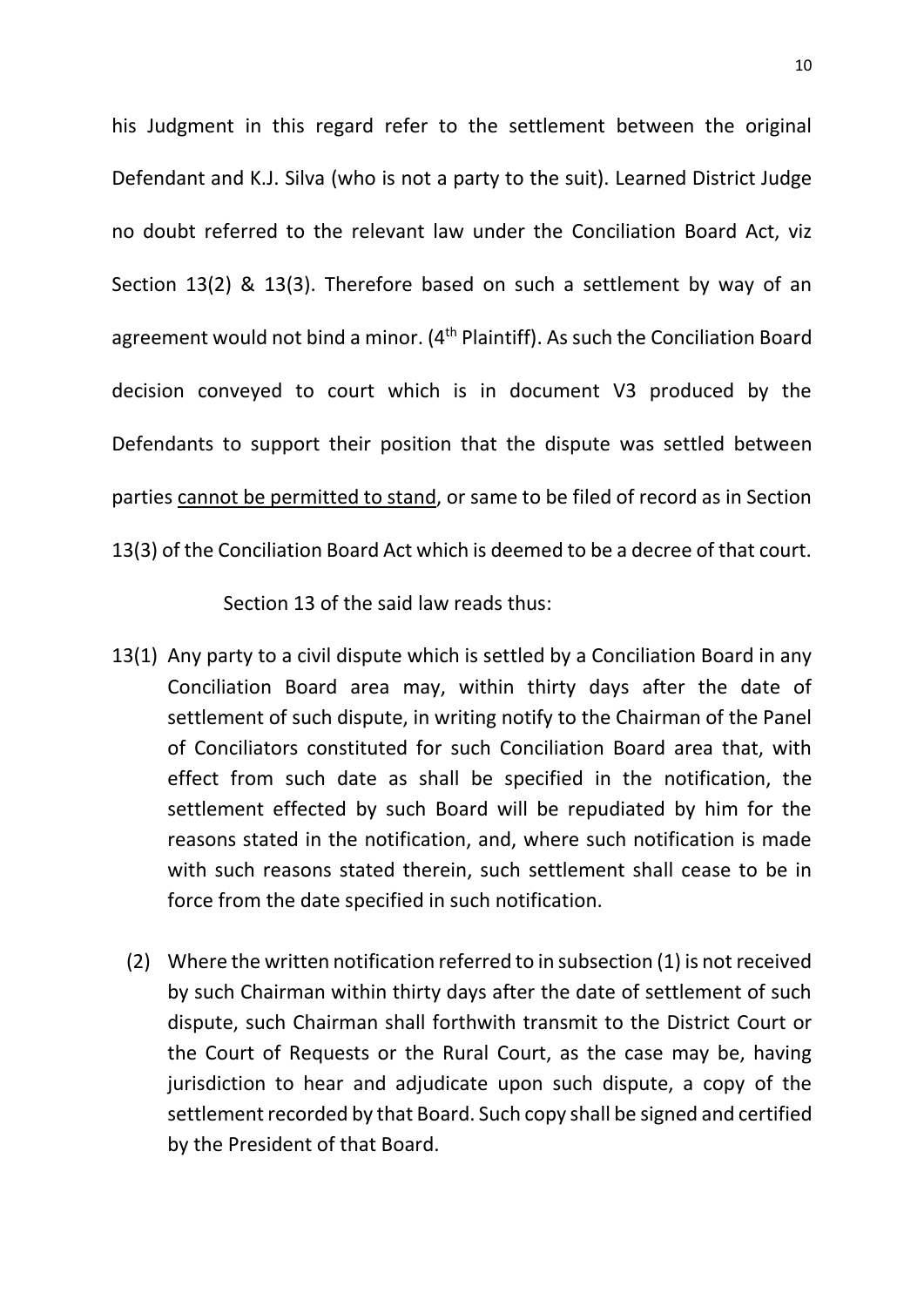his Judgment in this regard refer to the settlement between the original Defendant and K.J. Silva (who is not a party to the suit). Learned District Judge no doubt referred to the relevant law under the Conciliation Board Act, viz Section 13(2) & 13(3). Therefore based on such a settlement by way of an agreement would not bind a minor. (4th Plaintiff). As such the Conciliation Board decision conveyed to court which is in document V3 produced by the Defendants to support their position that the dispute was settled between parties <u>cannot be permitted to stand</u>, or same to be filed of record as in Section 13(3) of the Conciliation Board Act which is deemed to be a decree of that court.

Section 13 of the said law reads thus:

13(1) Any party to a civil dispute which is settled by a Conciliation Board in any Conciliation Board area may, within thirty days after the date of settlement of such dispute, in writing notify to the Chairman of the Panel of Conciliators constituted for such Conciliation Board area that, with effect from such date as shall be specified in the notification, the settlement effected by such Board will be repudiated by him for the reasons stated in the notification, and, where such notification is made with such reasons stated therein, such settlement shall cease to be in force from the date specified in such notification.

(2) Where the written notification referred to in subsection (1) is not received by such Chairman within thirty days after the date of settlement of such dispute, such Chairman shall forthwith transmit to the District Court or the Court of Requests or the Rural Court, as the case may be, having jurisdiction to hear and adjudicate upon such dispute, a copy of the settlement recorded by that Board. Such copy shall be signed and certified by the President of that Board.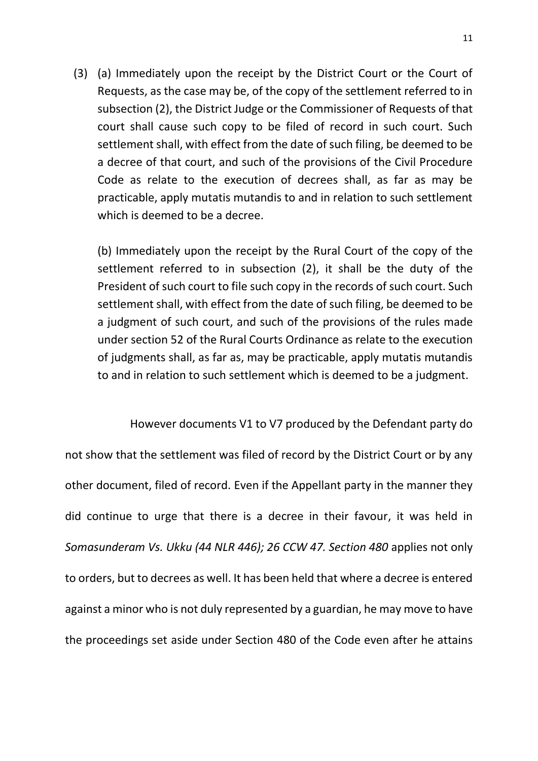(3) (a) Immediately upon the receipt by the District Court or the Court of Requests, as the case may be, of the copy of the settlement referred to in subsection (2), the District Judge or the Commissioner of Requests of that court shall cause such copy to be filed of record in such court. Such settlement shall, with effect from the date of such filing, be deemed to be a decree of that court, and such of the provisions of the Civil Procedure Code as relate to the execution of decrees shall, as far as may be practicable, apply mutatis mutandis to and in relation to such settlement which is deemed to be a decree.

(b) Immediately upon the receipt by the Rural Court of the copy of the settlement referred to in subsection (2), it shall be the duty of the President of such court to file such copy in the records of such court. Such settlement shall, with effect from the date of such filing, be deemed to be a judgment of such court, and such of the provisions of the rules made under section 52 of the Rural Courts Ordinance as relate to the execution of judgments shall, as far as, may be practicable, apply mutatis mutandis to and in relation to such settlement which is deemed to be a judgment.

However documents V1 to V7 produced by the Defendant party do not show that the settlement was filed of record by the District Court or by any other document, filed of record. Even if the Appellant party in the manner they did continue to urge that there is a decree in their favour, it was held in *Somasunderam Vs. Ukku (44 NLR 446); 26 CCW 47. Section 480* applies not only to orders, but to decrees as well. It has been held that where a decree is entered against a minor who is not duly represented by a guardian, he may move to have the proceedings set aside under Section 480 of the Code even after he attains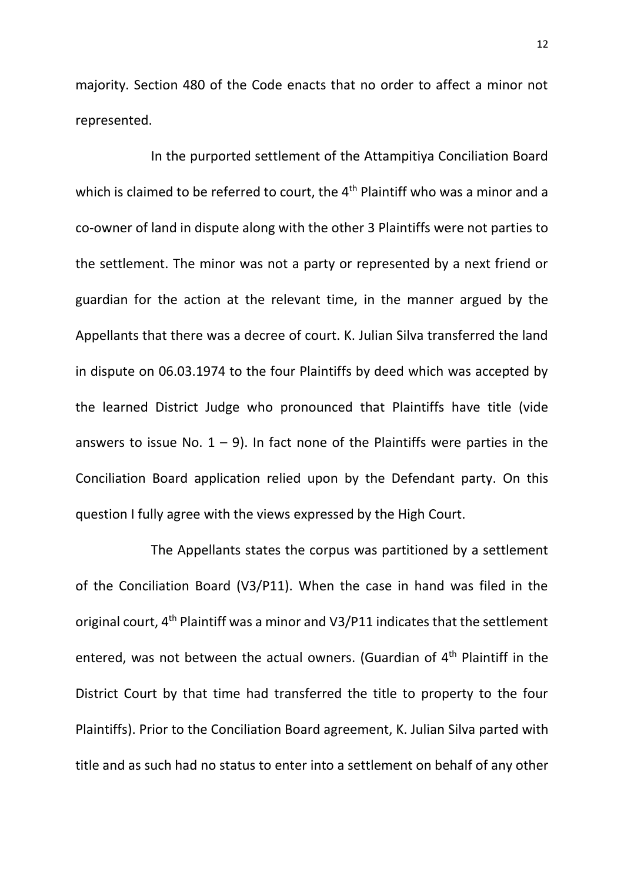majority. Section 480 of the Code enacts that no order to affect a minor not represented.

In the purported settlement of the Attampitiya Conciliation Board which is claimed to be referred to court, the 4th Plaintiff who was a minor and a co-owner of land in dispute along with the other 3 Plaintiffs were not parties to the settlement. The minor was not a party or represented by a next friend or guardian for the action at the relevant time, in the manner argued by the Appellants that there was a decree of court. K. Julian Silva transferred the land in dispute on 06.03.1974 to the four Plaintiffs by deed which was accepted by the learned District Judge who pronounced that Plaintiffs have title (vide answers to issue No. 1 – 9). In fact none of the Plaintiffs were parties in the Conciliation Board application relied upon by the Defendant party. On this question I fully agree with the views expressed by the High Court.

The Appellants states the corpus was partitioned by a settlement of the Conciliation Board (V3/P11). When the case in hand was filed in the original court, 4th Plaintiff was a minor and V3/P11 indicates that the settlement entered, was not between the actual owners. (Guardian of 4th Plaintiff in the District Court by that time had transferred the title to property to the four Plaintiffs). Prior to the Conciliation Board agreement, K. Julian Silva parted with title and as such had no status to enter into a settlement on behalf of any other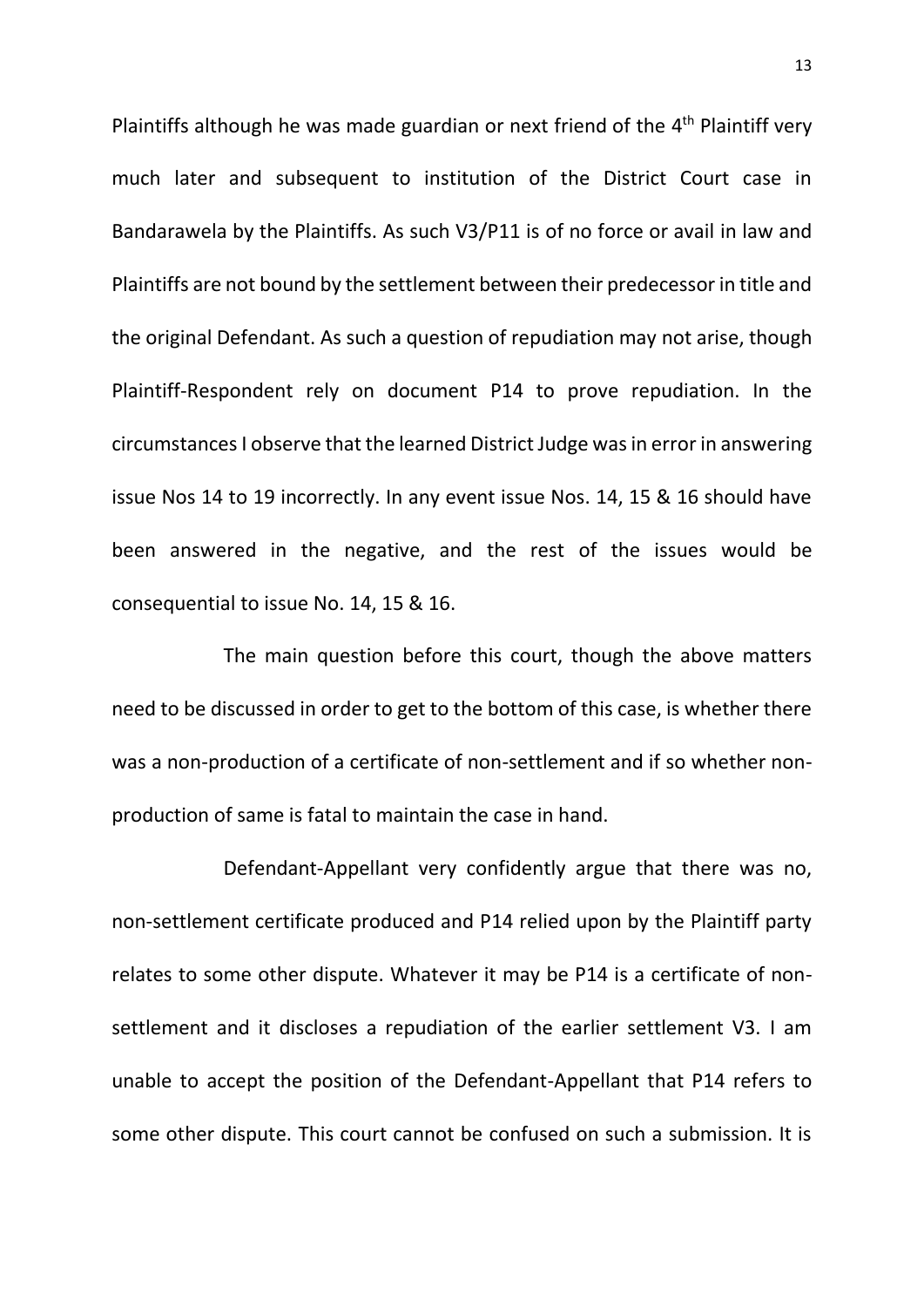Plaintiffs although he was made guardian or next friend of the 4th Plaintiff very much later and subsequent to institution of the District Court case in Bandarawela by the Plaintiffs. As such V3/P11 is of no force or avail in law and Plaintiffs are not bound by the settlement between their predecessor in title and the original Defendant. As such a question of repudiation may not arise, though Plaintiff-Respondent rely on document P14 to prove repudiation. In the circumstances I observe that the learned District Judge was in error in answering issue Nos 14 to 19 incorrectly. In any event issue Nos. 14, 15 & 16 should have been answered in the negative, and the rest of the issues would be consequential to issue No. 14, 15 & 16.

The main question before this court, though the above matters need to be discussed in order to get to the bottom of this case, is whether there was a non-production of a certificate of non-settlement and if so whether non-production of same is fatal to maintain the case in hand.

Defendant-Appellant very confidently argue that there was no, non-settlement certificate produced and P14 relied upon by the Plaintiff party relates to some other dispute. Whatever it may be P14 is a certificate of non-settlement and it discloses a repudiation of the earlier settlement V3. I am unable to accept the position of the Defendant-Appellant that P14 refers to some other dispute. This court cannot be confused on such a submission. It is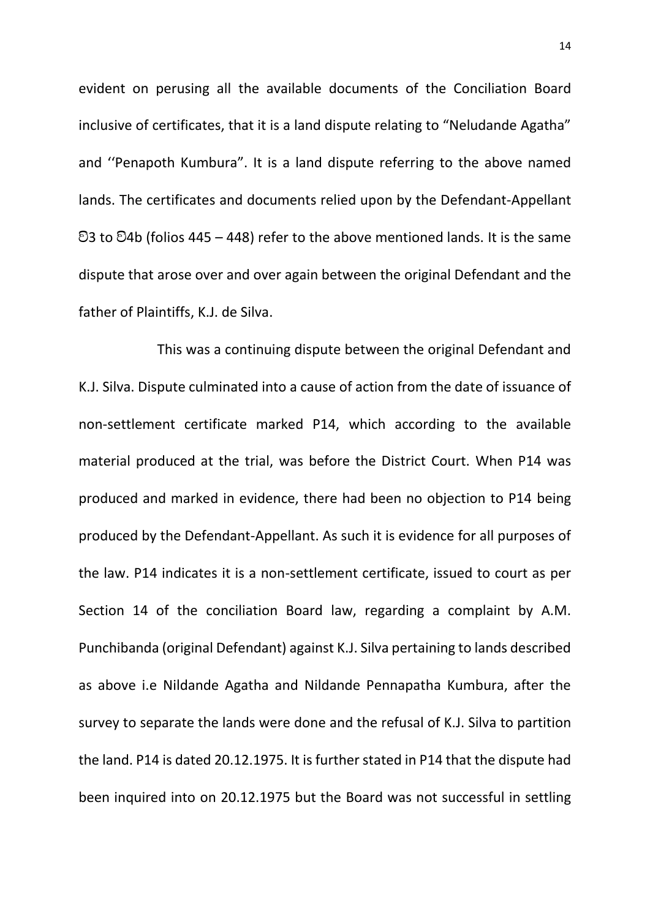evident on perusing all the available documents of the Conciliation Board inclusive of certificates, that it is a land dispute relating to "Neludande Agatha" and ''Penapoth Kumbura". It is a land dispute referring to the above named lands. The certificates and documents relied upon by the Defendant-Appellant වි3 to වි4b (folios 445 – 448) refer to the above mentioned lands. It is the same dispute that arose over and over again between the original Defendant and the father of Plaintiffs, K.J. de Silva.

This was a continuing dispute between the original Defendant and K.J. Silva. Dispute culminated into a cause of action from the date of issuance of non-settlement certificate marked P14, which according to the available material produced at the trial, was before the District Court. When P14 was produced and marked in evidence, there had been no objection to P14 being produced by the Defendant-Appellant. As such it is evidence for all purposes of the law. P14 indicates it is a non-settlement certificate, issued to court as per Section 14 of the conciliation Board law, regarding a complaint by A.M. Punchibanda (original Defendant) against K.J. Silva pertaining to lands described as above i.e Nildande Agatha and Nildande Pennapatha Kumbura, after the survey to separate the lands were done and the refusal of K.J. Silva to partition the land. P14 is dated 20.12.1975. It is further stated in P14 that the dispute had been inquired into on 20.12.1975 but the Board was not successful in settling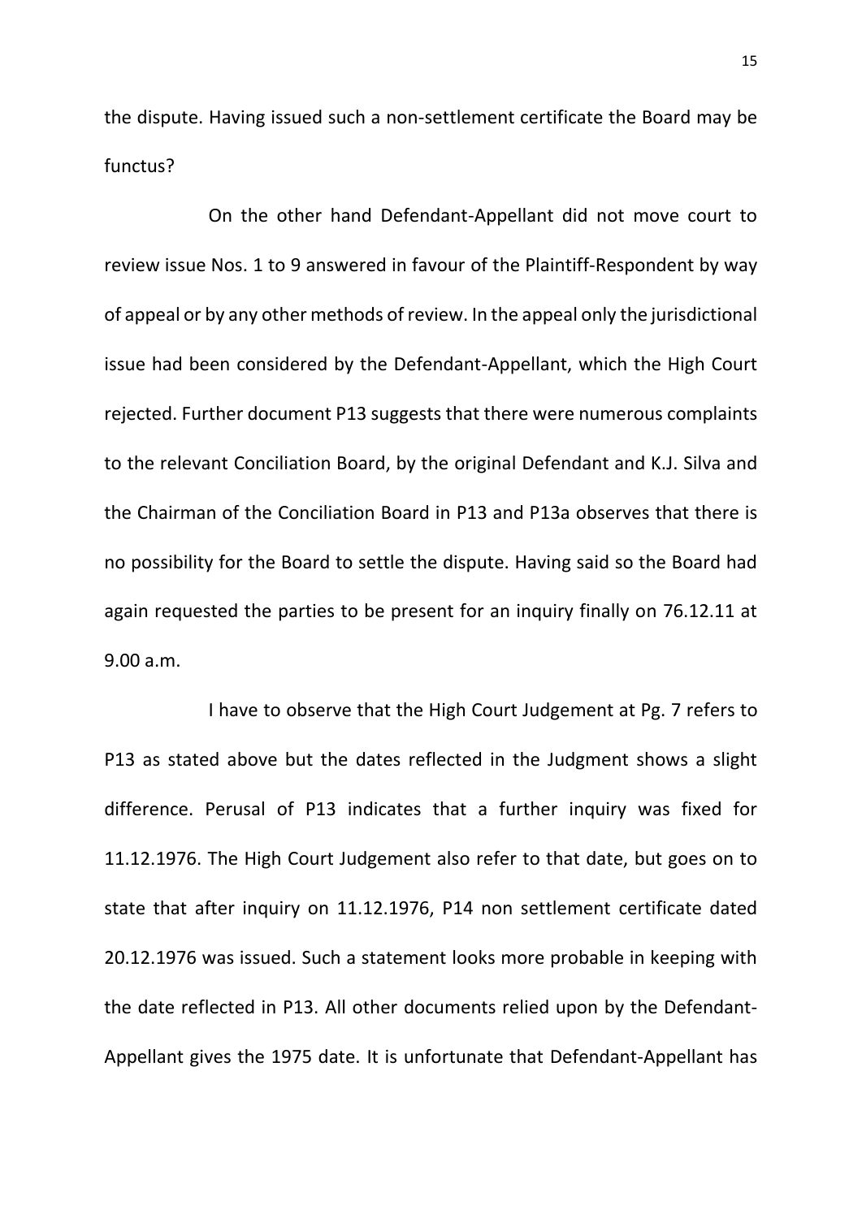the dispute. Having issued such a non-settlement certificate the Board may be functus?

On the other hand Defendant-Appellant did not move court to review issue Nos. 1 to 9 answered in favour of the Plaintiff-Respondent by way of appeal or by any other methods of review. In the appeal only the jurisdictional issue had been considered by the Defendant-Appellant, which the High Court rejected. Further document P13 suggests that there were numerous complaints to the relevant Conciliation Board, by the original Defendant and K.J. Silva and the Chairman of the Conciliation Board in P13 and P13a observes that there is no possibility for the Board to settle the dispute. Having said so the Board had again requested the parties to be present for an inquiry finally on 76.12.11 at 9.00 a.m.

I have to observe that the High Court Judgement at Pg. 7 refers to P13 as stated above but the dates reflected in the Judgment shows a slight difference. Perusal of P13 indicates that a further inquiry was fixed for 11.12.1976. The High Court Judgement also refer to that date, but goes on to state that after inquiry on 11.12.1976, P14 non settlement certificate dated 20.12.1976 was issued. Such a statement looks more probable in keeping with the date reflected in P13. All other documents relied upon by the Defendant-Appellant gives the 1975 date. It is unfortunate that Defendant-Appellant has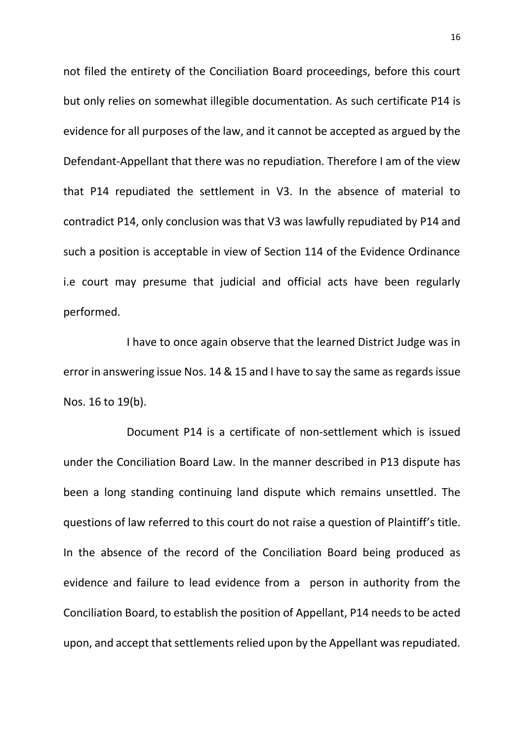not filed the entirety of the Conciliation Board proceedings, before this court but only relies on somewhat illegible documentation. As such certificate P14 is evidence for all purposes of the law, and it cannot be accepted as argued by the Defendant-Appellant that there was no repudiation. Therefore I am of the view that P14 repudiated the settlement in V3. In the absence of material to contradict P14, only conclusion was that V3 was lawfully repudiated by P14 and such a position is acceptable in view of Section 114 of the Evidence Ordinance i.e court may presume that judicial and official acts have been regularly performed.

I have to once again observe that the learned District Judge was in error in answering issue Nos. 14 & 15 and I have to say the same as regards issue Nos. 16 to 19(b).

Document P14 is a certificate of non-settlement which is issued under the Conciliation Board Law. In the manner described in P13 dispute has been a long standing continuing land dispute which remains unsettled. The questions of law referred to this court do not raise a question of Plaintiff's title. In the absence of the record of the Conciliation Board being produced as evidence and failure to lead evidence from a person in authority from the Conciliation Board, to establish the position of Appellant, P14 needs to be acted upon, and accept that settlements relied upon by the Appellant was repudiated.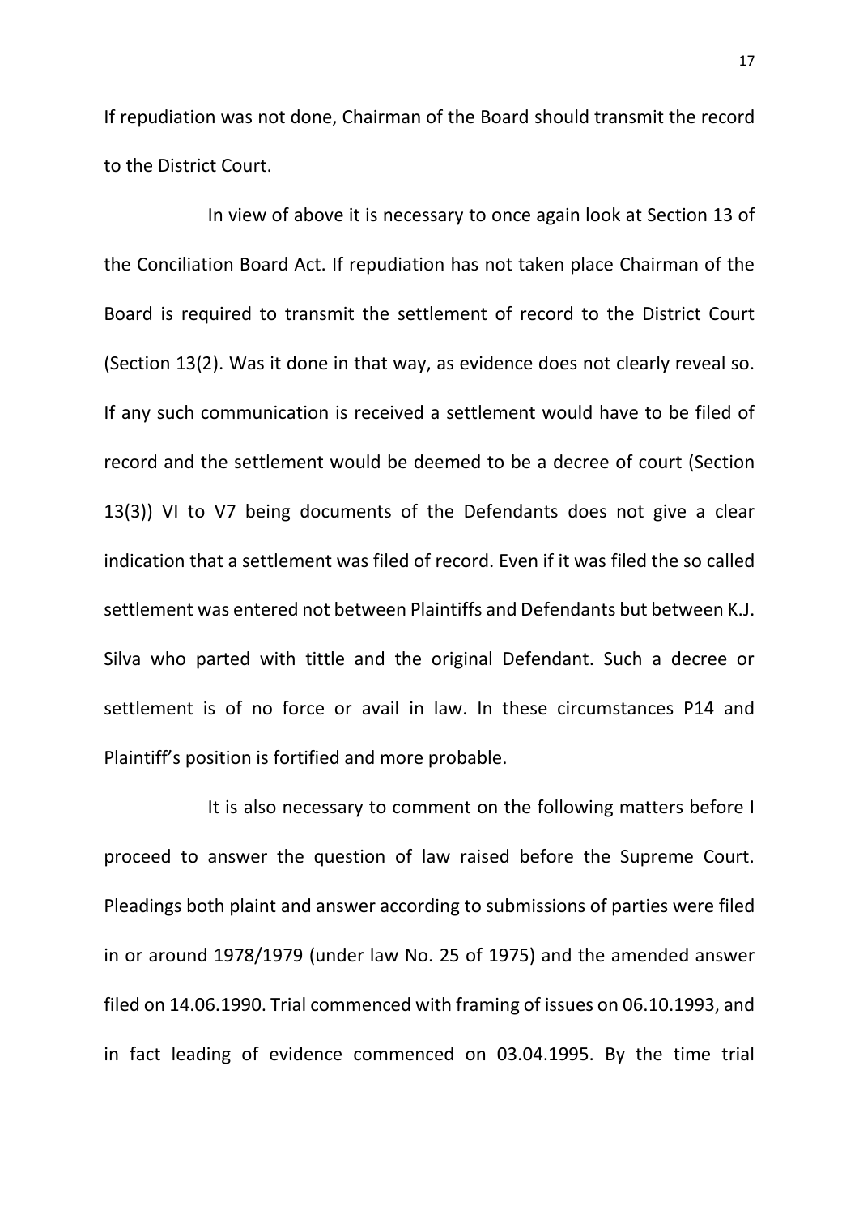If repudiation was not done, Chairman of the Board should transmit the record to the District Court.

In view of above it is necessary to once again look at Section 13 of the Conciliation Board Act. If repudiation has not taken place Chairman of the Board is required to transmit the settlement of record to the District Court (Section 13(2). Was it done in that way, as evidence does not clearly reveal so. If any such communication is received a settlement would have to be filed of record and the settlement would be deemed to be a decree of court (Section 13(3)) VI to V7 being documents of the Defendants does not give a clear indication that a settlement was filed of record. Even if it was filed the so called settlement was entered not between Plaintiffs and Defendants but between K.J. Silva who parted with tittle and the original Defendant. Such a decree or settlement is of no force or avail in law. In these circumstances P14 and Plaintiff's position is fortified and more probable.

It is also necessary to comment on the following matters before I proceed to answer the question of law raised before the Supreme Court. Pleadings both plaint and answer according to submissions of parties were filed in or around 1978/1979 (under law No. 25 of 1975) and the amended answer filed on 14.06.1990. Trial commenced with framing of issues on 06.10.1993, and in fact leading of evidence commenced on 03.04.1995. By the time trial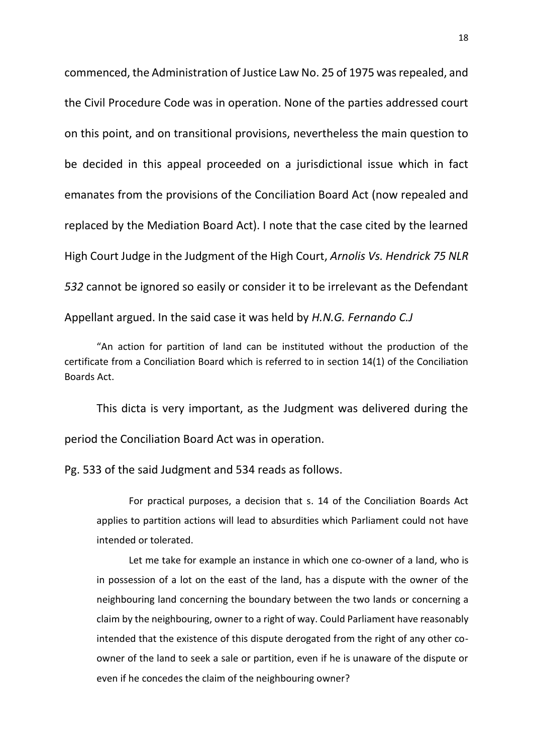commenced, the Administration of Justice Law No. 25 of 1975 was repealed, and the Civil Procedure Code was in operation. None of the parties addressed court on this point, and on transitional provisions, nevertheless the main question to be decided in this appeal proceeded on a jurisdictional issue which in fact emanates from the provisions of the Conciliation Board Act (now repealed and replaced by the Mediation Board Act). I note that the case cited by the learned High Court Judge in the Judgment of the High Court, *Arnolis Vs. Hendrick 75 NLR 532* cannot be ignored so easily or consider it to be irrelevant as the Defendant Appellant argued. In the said case it was held by *H.N.G. Fernando C.J*

> "An action for partition of land can be instituted without the production of the certificate from a Conciliation Board which is referred to in section 14(1) of the Conciliation Boards Act.

This dicta is very important, as the Judgment was delivered during the period the Conciliation Board Act was in operation.

Pg. 533 of the said Judgment and 534 reads as follows.

> For practical purposes, a decision that s. 14 of the Conciliation Boards Act applies to partition actions will lead to absurdities which Parliament could not have intended or tolerated.
>
> Let me take for example an instance in which one co-owner of a land, who is in possession of a lot on the east of the land, has a dispute with the owner of the neighbouring land concerning the boundary between the two lands or concerning a claim by the neighbouring, owner to a right of way. Could Parliament have reasonably intended that the existence of this dispute derogated from the right of any other co-owner of the land to seek a sale or partition, even if he is unaware of the dispute or even if he concedes the claim of the neighbouring owner?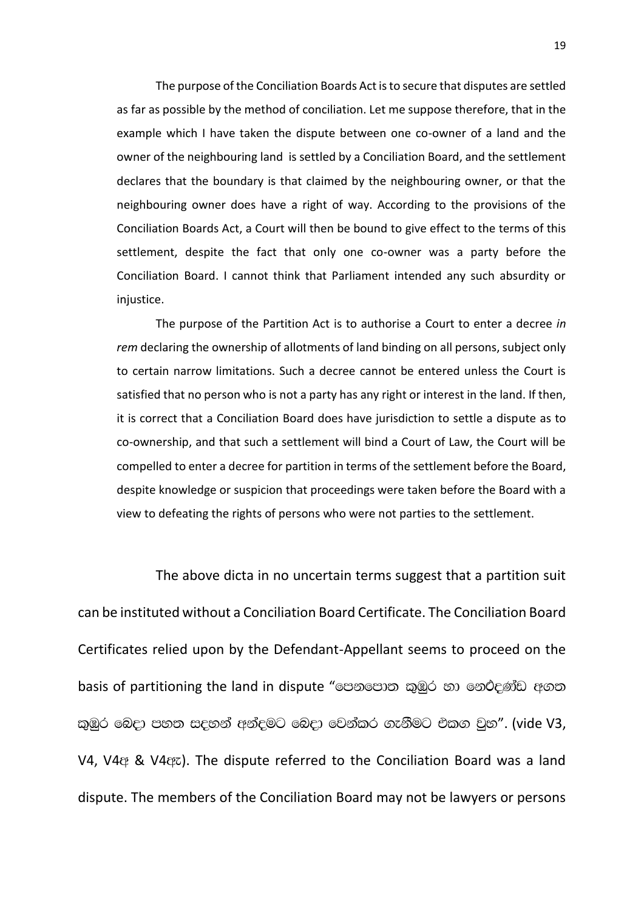The purpose of the Conciliation Boards Act is to secure that disputes are settled as far as possible by the method of conciliation. Let me suppose therefore, that in the example which I have taken the dispute between one co-owner of a land and the owner of the neighbouring land is settled by a Conciliation Board, and the settlement declares that the boundary is that claimed by the neighbouring owner, or that the neighbouring owner does have a right of way. According to the provisions of the Conciliation Boards Act, a Court will then be bound to give effect to the terms of this settlement, despite the fact that only one co-owner was a party before the Conciliation Board. I cannot think that Parliament intended any such absurdity or injustice.

The purpose of the Partition Act is to authorise a Court to enter a decree *in rem* declaring the ownership of allotments of land binding on all persons, subject only to certain narrow limitations. Such a decree cannot be entered unless the Court is satisfied that no person who is not a party has any right or interest in the land. If then, it is correct that a Conciliation Board does have jurisdiction to settle a dispute as to co-ownership, and that such a settlement will bind a Court of Law, the Court will be compelled to enter a decree for partition in terms of the settlement before the Board, despite knowledge or suspicion that proceedings were taken before the Board with a view to defeating the rights of persons who were not parties to the settlement.

The above dicta in no uncertain terms suggest that a partition suit can be instituted without a Conciliation Board Certificate. The Conciliation Board Certificates relied upon by the Defendant-Appellant seems to proceed on the basis of partitioning the land in dispute "පෙනපොත කුඹුර හා නෙඨදණ්ඩ අගත කුඹුර බෙදා පහත සදහන් අන්දමට බෙදා වෙන්කර ගැනීමට එකග වුහ". (vide V3, V4, V4අ & V4ඇ). The dispute referred to the Conciliation Board was a land dispute. The members of the Conciliation Board may not be lawyers or persons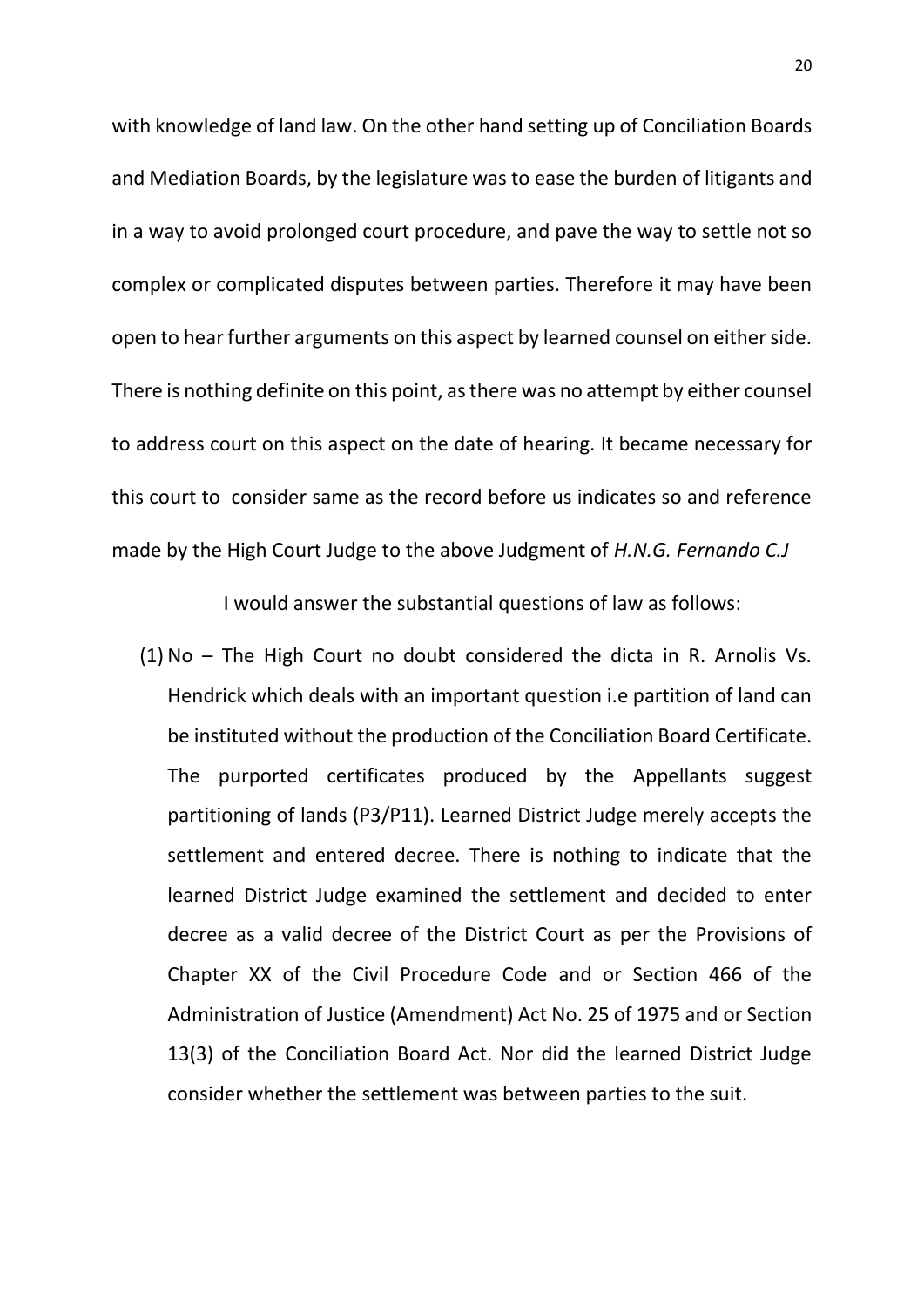with knowledge of land law. On the other hand setting up of Conciliation Boards and Mediation Boards, by the legislature was to ease the burden of litigants and in a way to avoid prolonged court procedure, and pave the way to settle not so complex or complicated disputes between parties. Therefore it may have been open to hear further arguments on this aspect by learned counsel on either side. There is nothing definite on this point, as there was no attempt by either counsel to address court on this aspect on the date of hearing. It became necessary for this court to consider same as the record before us indicates so and reference made by the High Court Judge to the above Judgment of *H.N.G. Fernando C.J*

I would answer the substantial questions of law as follows:

(1) No – The High Court no doubt considered the dicta in R. Arnolis Vs. Hendrick which deals with an important question i.e partition of land can be instituted without the production of the Conciliation Board Certificate. The purported certificates produced by the Appellants suggest partitioning of lands (P3/P11). Learned District Judge merely accepts the settlement and entered decree. There is nothing to indicate that the learned District Judge examined the settlement and decided to enter decree as a valid decree of the District Court as per the Provisions of Chapter XX of the Civil Procedure Code and or Section 466 of the Administration of Justice (Amendment) Act No. 25 of 1975 and or Section 13(3) of the Conciliation Board Act. Nor did the learned District Judge consider whether the settlement was between parties to the suit.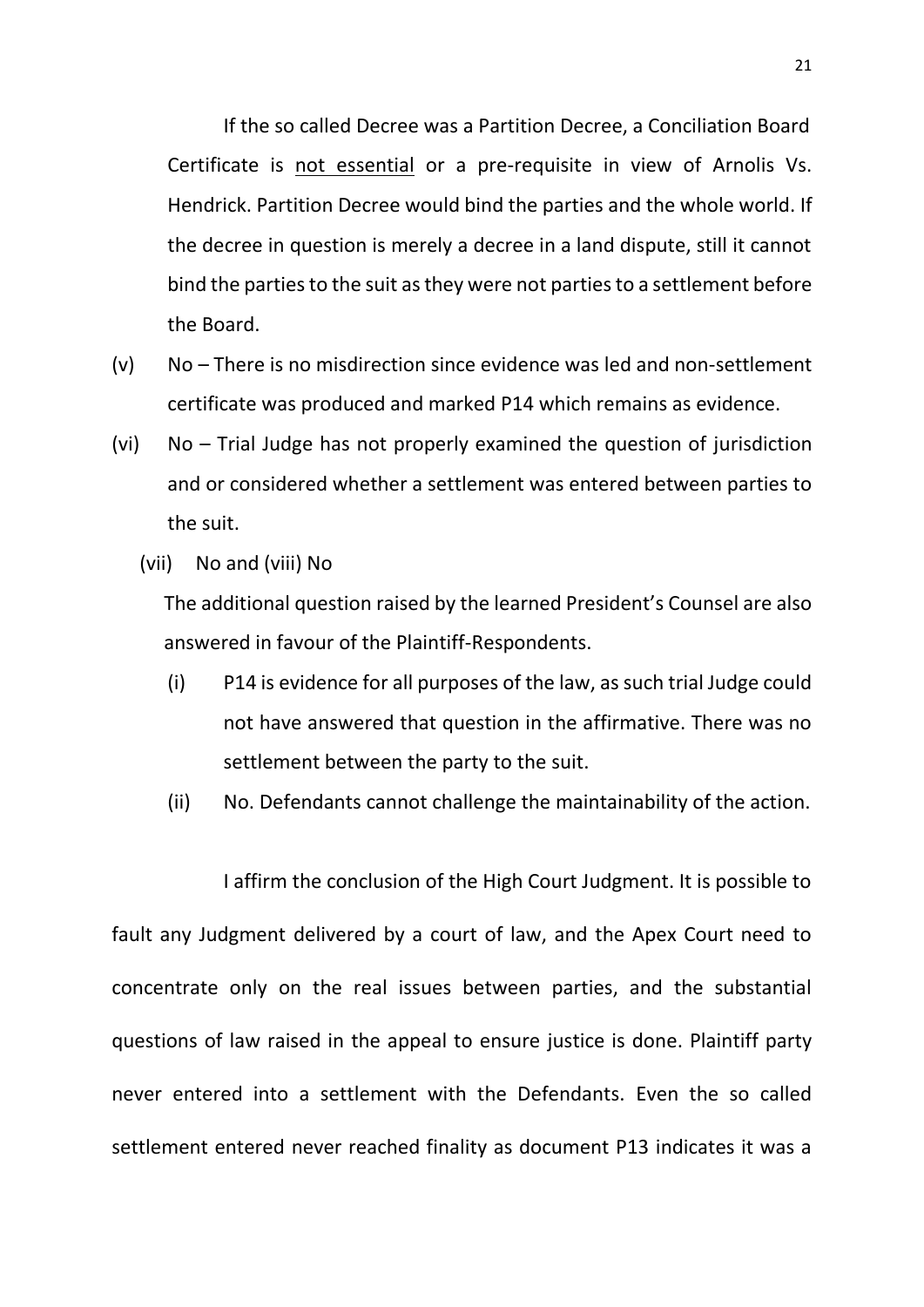If the so called Decree was a Partition Decree, a Conciliation Board Certificate is <u>not essential</u> or a pre-requisite in view of Arnolis Vs. Hendrick. Partition Decree would bind the parties and the whole world. If the decree in question is merely a decree in a land dispute, still it cannot bind the parties to the suit as they were not parties to a settlement before the Board.

(v) No – There is no misdirection since evidence was led and non-settlement certificate was produced and marked P14 which remains as evidence.

(vi) No – Trial Judge has not properly examined the question of jurisdiction and or considered whether a settlement was entered between parties to the suit.

(vii) No and (viii) No

The additional question raised by the learned President's Counsel are also answered in favour of the Plaintiff-Respondents.

(i) P14 is evidence for all purposes of the law, as such trial Judge could not have answered that question in the affirmative. There was no settlement between the party to the suit.

(ii) No. Defendants cannot challenge the maintainability of the action.

I affirm the conclusion of the High Court Judgment. It is possible to fault any Judgment delivered by a court of law, and the Apex Court need to concentrate only on the real issues between parties, and the substantial questions of law raised in the appeal to ensure justice is done. Plaintiff party never entered into a settlement with the Defendants. Even the so called settlement entered never reached finality as document P13 indicates it was a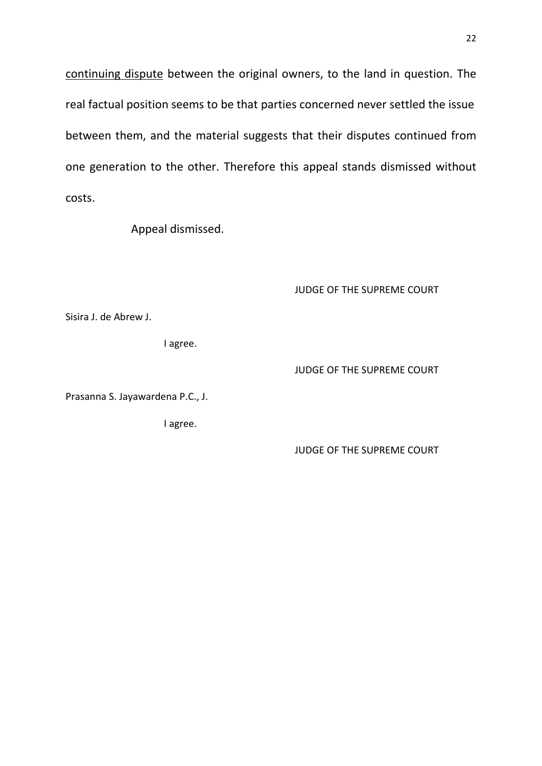<u>continuing dispute</u> between the original owners, to the land in question. The real factual position seems to be that parties concerned never settled the issue between them, and the material suggests that their disputes continued from one generation to the other. Therefore this appeal stands dismissed without costs.

Appeal dismissed.

JUDGE OF THE SUPREME COURT

Sisira J. de Abrew J.

I agree.

JUDGE OF THE SUPREME COURT

Prasanna S. Jayawardena P.C., J.

I agree.

JUDGE OF THE SUPREME COURT